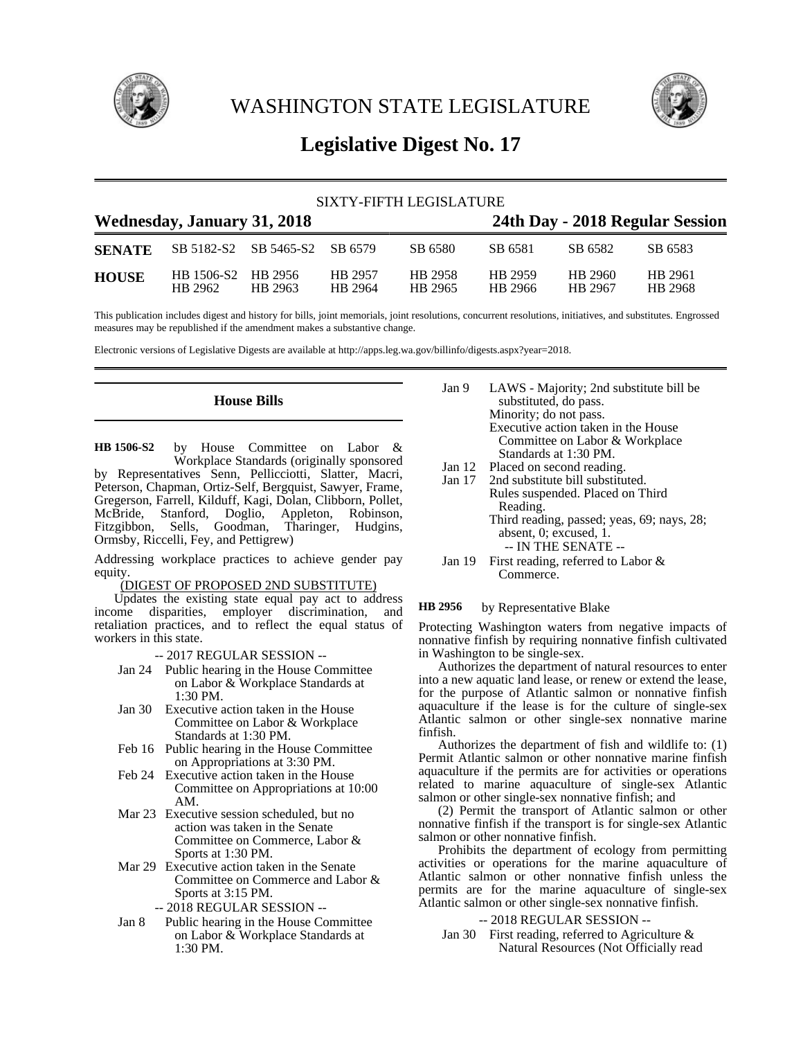# WASHINGTON STATE LEGISLATURE

## Legislative Digest No. 17

SIXTY-FIFTH LEGISLATURE

**Wednesday, January 31, 2018** — **24th Day - 2018 Regular Session**

| | | | | | | | |
|---|---|---|---|---|---|---|---|
| **SENATE** | SB 5182-S2 | SB 5465-S2 | SB 6579 | SB 6580 | SB 6581 | SB 6582 | SB 6583 |
| **HOUSE** | HB 1506-S2 | HB 2956 | HB 2957 | HB 2958 | HB 2959 | HB 2960 | HB 2961 |
| | HB 2962 | HB 2963 | HB 2964 | HB 2965 | HB 2966 | HB 2967 | HB 2968 |

This publication includes digest and history for bills, joint memorials, joint resolutions, concurrent resolutions, initiatives, and substitutes. Engrossed measures may be republished if the amendment makes a substantive change.

Electronic versions of Legislative Digests are available at http://apps.leg.wa.gov/billinfo/digests.aspx?year=2018.

## House Bills

**HB 1506-S2** by House Committee on Labor & Workplace Standards (originally sponsored by Representatives Senn, Pellicciotti, Slatter, Macri, Peterson, Chapman, Ortiz-Self, Bergquist, Sawyer, Frame, Gregerson, Farrell, Kilduff, Kagi, Dolan, Clibborn, Pollet, McBride, Stanford, Doglio, Appleton, Robinson, Fitzgibbon, Sells, Goodman, Tharinger, Hudgins, Ormsby, Riccelli, Fey, and Pettigrew)

Addressing workplace practices to achieve gender pay equity.

(DIGEST OF PROPOSED 2ND SUBSTITUTE)

Updates the existing state equal pay act to address income disparities, employer discrimination, and retaliation practices, and to reflect the equal status of workers in this state.

-- 2017 REGULAR SESSION --

- Jan 24 Public hearing in the House Committee on Labor & Workplace Standards at 1:30 PM.
- Jan 30 Executive action taken in the House Committee on Labor & Workplace Standards at 1:30 PM.
- Feb 16 Public hearing in the House Committee on Appropriations at 3:30 PM.
- Feb 24 Executive action taken in the House Committee on Appropriations at 10:00 AM.
- Mar 23 Executive session scheduled, but no action was taken in the Senate Committee on Commerce, Labor & Sports at 1:30 PM.
- Mar 29 Executive action taken in the Senate Committee on Commerce and Labor & Sports at 3:15 PM.

-- 2018 REGULAR SESSION --

- Jan 8 Public hearing in the House Committee on Labor & Workplace Standards at 1:30 PM.
- Jan 9 LAWS - Majority; 2nd substitute bill be substituted, do pass. Minority; do not pass. Executive action taken in the House Committee on Labor & Workplace Standards at 1:30 PM.
- Jan 12 Placed on second reading.
- Jan 17 2nd substitute bill substituted. Rules suspended. Placed on Third Reading. Third reading, passed; yeas, 69; nays, 28; absent, 0; excused, 1.

-- IN THE SENATE --

- Jan 19 First reading, referred to Labor & Commerce.

**HB 2956** by Representative Blake

Protecting Washington waters from negative impacts of nonnative finfish by requiring nonnative finfish cultivated in Washington to be single-sex.

Authorizes the department of natural resources to enter into a new aquatic land lease, or renew or extend the lease, for the purpose of Atlantic salmon or nonnative finfish aquaculture if the lease is for the culture of single-sex Atlantic salmon or other single-sex nonnative marine finfish.

Authorizes the department of fish and wildlife to: (1) Permit Atlantic salmon or other nonnative marine finfish aquaculture if the permits are for activities or operations related to marine aquaculture of single-sex Atlantic salmon or other single-sex nonnative finfish; and

(2) Permit the transport of Atlantic salmon or other nonnative finfish if the transport is for single-sex Atlantic salmon or other nonnative finfish.

Prohibits the department of ecology from permitting activities or operations for the marine aquaculture of Atlantic salmon or other nonnative finfish unless the permits are for the marine aquaculture of single-sex Atlantic salmon or other single-sex nonnative finfish.

-- 2018 REGULAR SESSION --

- Jan 30 First reading, referred to Agriculture & Natural Resources (Not Officially read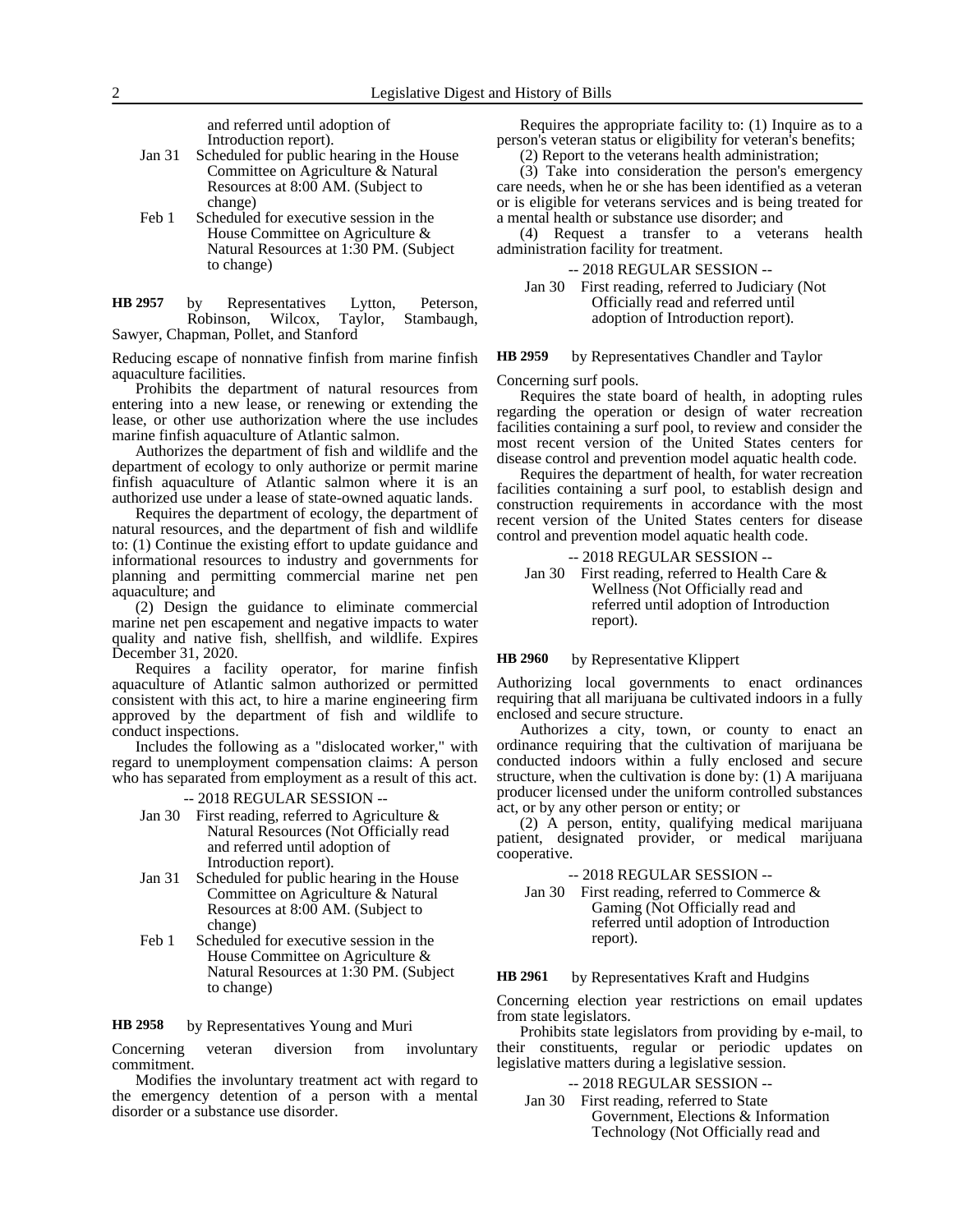and referred until adoption of Introduction report).

Jan 31 Scheduled for public hearing in the House Committee on Agriculture & Natural Resources at 8:00 AM. (Subject to change)

Feb 1 Scheduled for executive session in the House Committee on Agriculture & Natural Resources at 1:30 PM. (Subject to change)

**HB 2957** by Representatives Lytton, Peterson, Robinson, Wilcox, Taylor, Stambaugh, Sawyer, Chapman, Pollet, and Stanford

Reducing escape of nonnative finfish from marine finfish aquaculture facilities.

Prohibits the department of natural resources from entering into a new lease, or renewing or extending the lease, or other use authorization where the use includes marine finfish aquaculture of Atlantic salmon.

Authorizes the department of fish and wildlife and the department of ecology to only authorize or permit marine finfish aquaculture of Atlantic salmon where it is an authorized use under a lease of state-owned aquatic lands.

Requires the department of ecology, the department of natural resources, and the department of fish and wildlife to: (1) Continue the existing effort to update guidance and informational resources to industry and governments for planning and permitting commercial marine net pen aquaculture; and

(2) Design the guidance to eliminate commercial marine net pen escapement and negative impacts to water quality and native fish, shellfish, and wildlife. Expires December 31, 2020.

Requires a facility operator, for marine finfish aquaculture of Atlantic salmon authorized or permitted consistent with this act, to hire a marine engineering firm approved by the department of fish and wildlife to conduct inspections.

Includes the following as a "dislocated worker," with regard to unemployment compensation claims: A person who has separated from employment as a result of this act.

-- 2018 REGULAR SESSION --

Jan 30 First reading, referred to Agriculture & Natural Resources (Not Officially read and referred until adoption of Introduction report).

Jan 31 Scheduled for public hearing in the House Committee on Agriculture & Natural Resources at 8:00 AM. (Subject to change)

Feb 1 Scheduled for executive session in the House Committee on Agriculture & Natural Resources at 1:30 PM. (Subject to change)

**HB 2958** by Representatives Young and Muri

Concerning veteran diversion from involuntary commitment.

Modifies the involuntary treatment act with regard to the emergency detention of a person with a mental disorder or a substance use disorder.

Requires the appropriate facility to: (1) Inquire as to a person's veteran status or eligibility for veteran's benefits;

(2) Report to the veterans health administration;

(3) Take into consideration the person's emergency care needs, when he or she has been identified as a veteran or is eligible for veterans services and is being treated for a mental health or substance use disorder; and

(4) Request a transfer to a veterans health administration facility for treatment.

-- 2018 REGULAR SESSION --

Jan 30 First reading, referred to Judiciary (Not Officially read and referred until adoption of Introduction report).

**HB 2959** by Representatives Chandler and Taylor

Concerning surf pools.

Requires the state board of health, in adopting rules regarding the operation or design of water recreation facilities containing a surf pool, to review and consider the most recent version of the United States centers for disease control and prevention model aquatic health code.

Requires the department of health, for water recreation facilities containing a surf pool, to establish design and construction requirements in accordance with the most recent version of the United States centers for disease control and prevention model aquatic health code.

-- 2018 REGULAR SESSION --

Jan 30 First reading, referred to Health Care & Wellness (Not Officially read and referred until adoption of Introduction report).

**HB 2960** by Representative Klippert

Authorizing local governments to enact ordinances requiring that all marijuana be cultivated indoors in a fully enclosed and secure structure.

Authorizes a city, town, or county to enact an ordinance requiring that the cultivation of marijuana be conducted indoors within a fully enclosed and secure structure, when the cultivation is done by: (1) A marijuana producer licensed under the uniform controlled substances act, or by any other person or entity; or

(2) A person, entity, qualifying medical marijuana patient, designated provider, or medical marijuana cooperative.

-- 2018 REGULAR SESSION --

Jan 30 First reading, referred to Commerce & Gaming (Not Officially read and referred until adoption of Introduction report).

**HB 2961** by Representatives Kraft and Hudgins

Concerning election year restrictions on email updates from state legislators.

Prohibits state legislators from providing by e-mail, to their constituents, regular or periodic updates on legislative matters during a legislative session.

-- 2018 REGULAR SESSION --

Jan 30 First reading, referred to State Government, Elections & Information Technology (Not Officially read and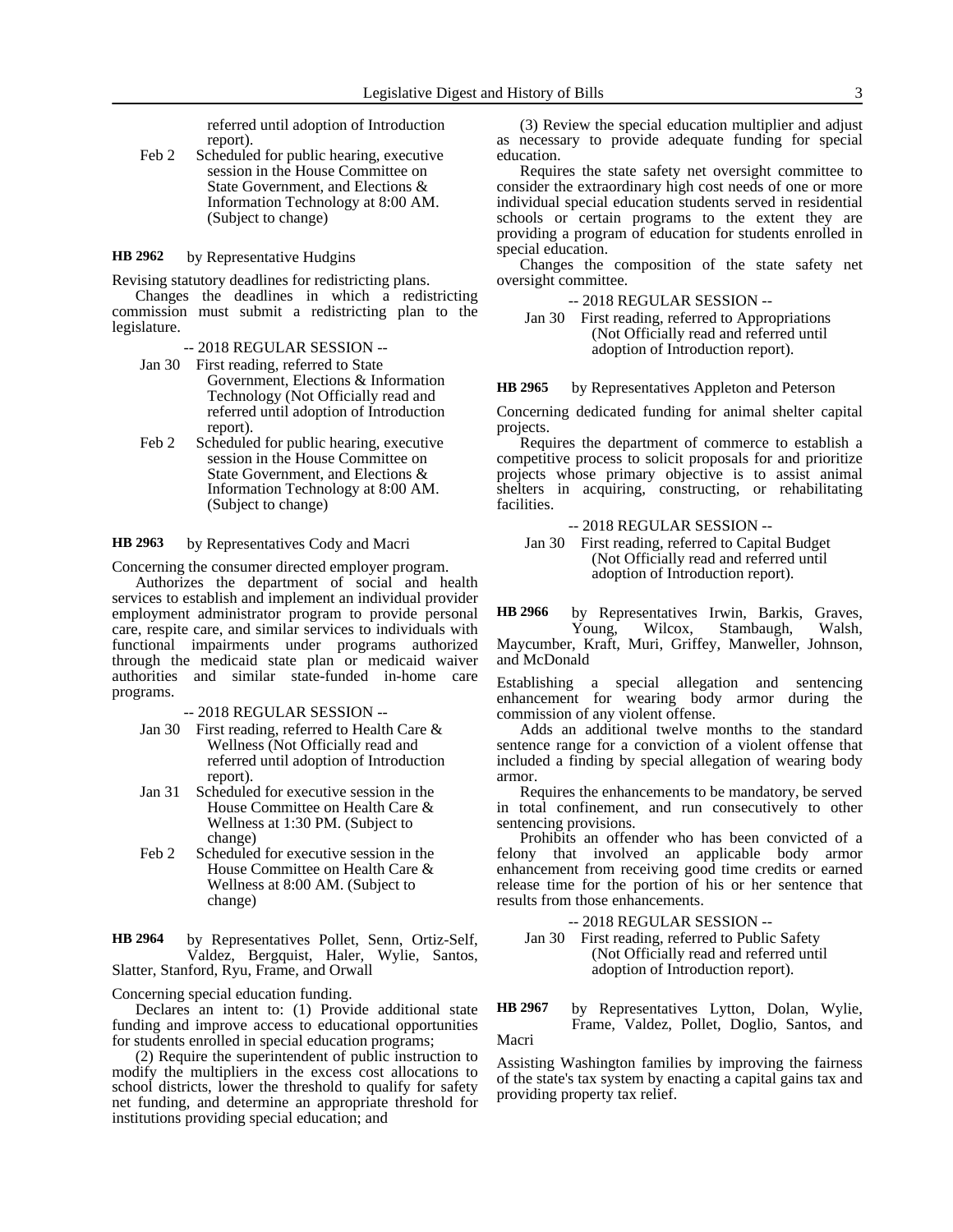referred until adoption of Introduction report).

Feb 2 Scheduled for public hearing, executive session in the House Committee on State Government, and Elections & Information Technology at 8:00 AM. (Subject to change)

**HB 2962** by Representative Hudgins

Revising statutory deadlines for redistricting plans.

Changes the deadlines in which a redistricting commission must submit a redistricting plan to the legislature.

-- 2018 REGULAR SESSION --

Jan 30 First reading, referred to State Government, Elections & Information Technology (Not Officially read and referred until adoption of Introduction report).

Feb 2 Scheduled for public hearing, executive session in the House Committee on State Government, and Elections & Information Technology at 8:00 AM. (Subject to change)

**HB 2963** by Representatives Cody and Macri

Concerning the consumer directed employer program.

Authorizes the department of social and health services to establish and implement an individual provider employment administrator program to provide personal care, respite care, and similar services to individuals with functional impairments under programs authorized through the medicaid state plan or medicaid waiver authorities and similar state-funded in-home care programs.

-- 2018 REGULAR SESSION --

Jan 30 First reading, referred to Health Care & Wellness (Not Officially read and referred until adoption of Introduction report).

Jan 31 Scheduled for executive session in the House Committee on Health Care & Wellness at 1:30 PM. (Subject to change)

Feb 2 Scheduled for executive session in the House Committee on Health Care & Wellness at 8:00 AM. (Subject to change)

**HB 2964** by Representatives Pollet, Senn, Ortiz-Self, Valdez, Bergquist, Haler, Wylie, Santos, Slatter, Stanford, Ryu, Frame, and Orwall

Concerning special education funding.

Declares an intent to: (1) Provide additional state funding and improve access to educational opportunities for students enrolled in special education programs;

(2) Require the superintendent of public instruction to modify the multipliers in the excess cost allocations to school districts, lower the threshold to qualify for safety net funding, and determine an appropriate threshold for institutions providing special education; and

(3) Review the special education multiplier and adjust as necessary to provide adequate funding for special education.

Requires the state safety net oversight committee to consider the extraordinary high cost needs of one or more individual special education students served in residential schools or certain programs to the extent they are providing a program of education for students enrolled in special education.

Changes the composition of the state safety net oversight committee.

-- 2018 REGULAR SESSION --

Jan 30 First reading, referred to Appropriations (Not Officially read and referred until adoption of Introduction report).

**HB 2965** by Representatives Appleton and Peterson

Concerning dedicated funding for animal shelter capital projects.

Requires the department of commerce to establish a competitive process to solicit proposals for and prioritize projects whose primary objective is to assist animal shelters in acquiring, constructing, or rehabilitating facilities.

-- 2018 REGULAR SESSION --

Jan 30 First reading, referred to Capital Budget (Not Officially read and referred until adoption of Introduction report).

**HB 2966** by Representatives Irwin, Barkis, Graves, Young, Wilcox, Stambaugh, Walsh, Maycumber, Kraft, Muri, Griffey, Manweller, Johnson, and McDonald

Establishing a special allegation and sentencing enhancement for wearing body armor during the commission of any violent offense.

Adds an additional twelve months to the standard sentence range for a conviction of a violent offense that included a finding by special allegation of wearing body armor.

Requires the enhancements to be mandatory, be served in total confinement, and run consecutively to other sentencing provisions.

Prohibits an offender who has been convicted of a felony that involved an applicable body armor enhancement from receiving good time credits or earned release time for the portion of his or her sentence that results from those enhancements.

-- 2018 REGULAR SESSION --

Jan 30 First reading, referred to Public Safety (Not Officially read and referred until adoption of Introduction report).

**HB 2967** by Representatives Lytton, Dolan, Wylie, Frame, Valdez, Pollet, Doglio, Santos, and Macri

Assisting Washington families by improving the fairness of the state's tax system by enacting a capital gains tax and providing property tax relief.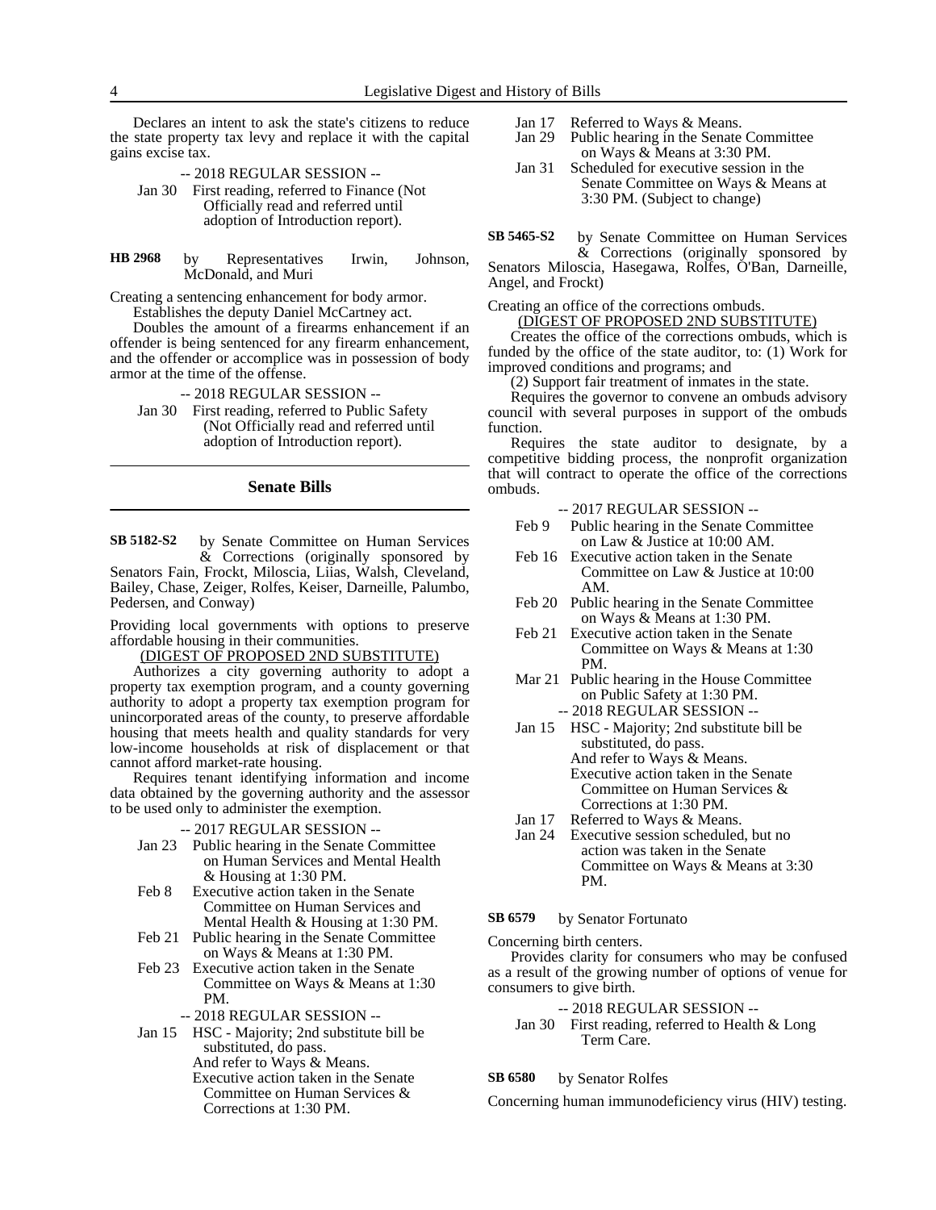Declares an intent to ask the state's citizens to reduce the state property tax levy and replace it with the capital gains excise tax.

-- 2018 REGULAR SESSION --

Jan 30 First reading, referred to Finance (Not Officially read and referred until adoption of Introduction report).

**HB 2968** by Representatives Irwin, Johnson, McDonald, and Muri

Creating a sentencing enhancement for body armor.

Establishes the deputy Daniel McCartney act.

Doubles the amount of a firearms enhancement if an offender is being sentenced for any firearm enhancement, and the offender or accomplice was in possession of body armor at the time of the offense.

-- 2018 REGULAR SESSION --

Jan 30 First reading, referred to Public Safety (Not Officially read and referred until adoption of Introduction report).

## Senate Bills

**SB 5182-S2** by Senate Committee on Human Services & Corrections (originally sponsored by Senators Fain, Frockt, Miloscia, Liias, Walsh, Cleveland, Bailey, Chase, Zeiger, Rolfes, Keiser, Darneille, Palumbo, Pedersen, and Conway)

Providing local governments with options to preserve affordable housing in their communities.

(DIGEST OF PROPOSED 2ND SUBSTITUTE)

Authorizes a city governing authority to adopt a property tax exemption program, and a county governing authority to adopt a property tax exemption program for unincorporated areas of the county, to preserve affordable housing that meets health and quality standards for very low-income households at risk of displacement or that cannot afford market-rate housing.

Requires tenant identifying information and income data obtained by the governing authority and the assessor to be used only to administer the exemption.

-- 2017 REGULAR SESSION --

Jan 23 Public hearing in the Senate Committee on Human Services and Mental Health & Housing at 1:30 PM.

Feb 8 Executive action taken in the Senate Committee on Human Services and Mental Health & Housing at 1:30 PM.

Feb 21 Public hearing in the Senate Committee on Ways & Means at 1:30 PM.

Feb 23 Executive action taken in the Senate Committee on Ways & Means at 1:30 PM.

-- 2018 REGULAR SESSION --

Jan 15 HSC - Majority; 2nd substitute bill be substituted, do pass.
And refer to Ways & Means.
Executive action taken in the Senate Committee on Human Services & Corrections at 1:30 PM.

Jan 17 Referred to Ways & Means.

Jan 29 Public hearing in the Senate Committee on Ways & Means at 3:30 PM.

Jan 31 Scheduled for executive session in the Senate Committee on Ways & Means at 3:30 PM. (Subject to change)

**SB 5465-S2** by Senate Committee on Human Services & Corrections (originally sponsored by Senators Miloscia, Hasegawa, Rolfes, O'Ban, Darneille, Angel, and Frockt)

Creating an office of the corrections ombuds.

(DIGEST OF PROPOSED 2ND SUBSTITUTE)

Creates the office of the corrections ombuds, which is funded by the office of the state auditor, to: (1) Work for improved conditions and programs; and

(2) Support fair treatment of inmates in the state.

Requires the governor to convene an ombuds advisory council with several purposes in support of the ombuds function.

Requires the state auditor to designate, by a competitive bidding process, the nonprofit organization that will contract to operate the office of the corrections ombuds.

-- 2017 REGULAR SESSION --

Feb 9 Public hearing in the Senate Committee on Law & Justice at 10:00 AM.

Feb 16 Executive action taken in the Senate Committee on Law & Justice at 10:00 AM.

Feb 20 Public hearing in the Senate Committee on Ways & Means at 1:30 PM.

Feb 21 Executive action taken in the Senate Committee on Ways & Means at 1:30 PM.

Mar 21 Public hearing in the House Committee on Public Safety at 1:30 PM.

-- 2018 REGULAR SESSION --

Jan 15 HSC - Majority; 2nd substitute bill be substituted, do pass.
And refer to Ways & Means.
Executive action taken in the Senate Committee on Human Services & Corrections at 1:30 PM.

Jan 17 Referred to Ways & Means.

Jan 24 Executive session scheduled, but no action was taken in the Senate Committee on Ways & Means at 3:30 PM.

**SB 6579** by Senator Fortunato

Concerning birth centers.

Provides clarity for consumers who may be confused as a result of the growing number of options of venue for consumers to give birth.

-- 2018 REGULAR SESSION --

Jan 30 First reading, referred to Health & Long Term Care.

**SB 6580** by Senator Rolfes

Concerning human immunodeficiency virus (HIV) testing.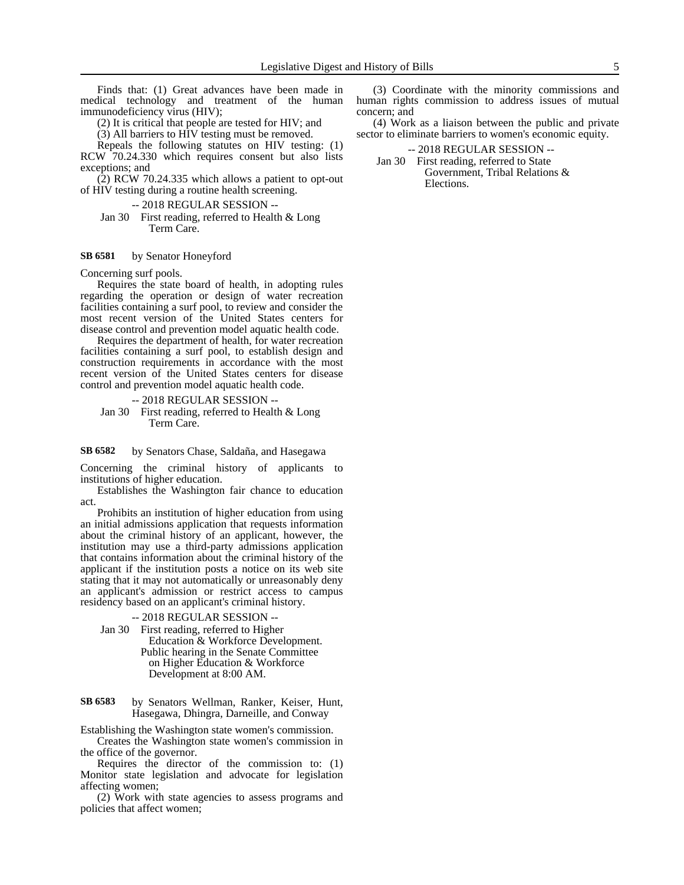Finds that: (1) Great advances have been made in medical technology and treatment of the human immunodeficiency virus (HIV);

(2) It is critical that people are tested for HIV; and

(3) All barriers to HIV testing must be removed.

Repeals the following statutes on HIV testing: (1) RCW 70.24.330 which requires consent but also lists exceptions; and

(2) RCW 70.24.335 which allows a patient to opt-out of HIV testing during a routine health screening.

-- 2018 REGULAR SESSION --

Jan 30 First reading, referred to Health & Long Term Care.

**SB 6581** by Senator Honeyford

Concerning surf pools.

Requires the state board of health, in adopting rules regarding the operation or design of water recreation facilities containing a surf pool, to review and consider the most recent version of the United States centers for disease control and prevention model aquatic health code.

Requires the department of health, for water recreation facilities containing a surf pool, to establish design and construction requirements in accordance with the most recent version of the United States centers for disease control and prevention model aquatic health code.

-- 2018 REGULAR SESSION --

Jan 30 First reading, referred to Health & Long Term Care.

**SB 6582** by Senators Chase, Saldaña, and Hasegawa

Concerning the criminal history of applicants to institutions of higher education.

Establishes the Washington fair chance to education act.

Prohibits an institution of higher education from using an initial admissions application that requests information about the criminal history of an applicant, however, the institution may use a third-party admissions application that contains information about the criminal history of the applicant if the institution posts a notice on its web site stating that it may not automatically or unreasonably deny an applicant's admission or restrict access to campus residency based on an applicant's criminal history.

-- 2018 REGULAR SESSION --

Jan 30 First reading, referred to Higher Education & Workforce Development.
Public hearing in the Senate Committee on Higher Education & Workforce Development at 8:00 AM.

**SB 6583** by Senators Wellman, Ranker, Keiser, Hunt, Hasegawa, Dhingra, Darneille, and Conway

Establishing the Washington state women's commission.

Creates the Washington state women's commission in the office of the governor.

Requires the director of the commission to: (1) Monitor state legislation and advocate for legislation affecting women;

(2) Work with state agencies to assess programs and policies that affect women;

(3) Coordinate with the minority commissions and human rights commission to address issues of mutual concern; and

(4) Work as a liaison between the public and private sector to eliminate barriers to women's economic equity.

-- 2018 REGULAR SESSION --

Jan 30 First reading, referred to State Government, Tribal Relations & Elections.